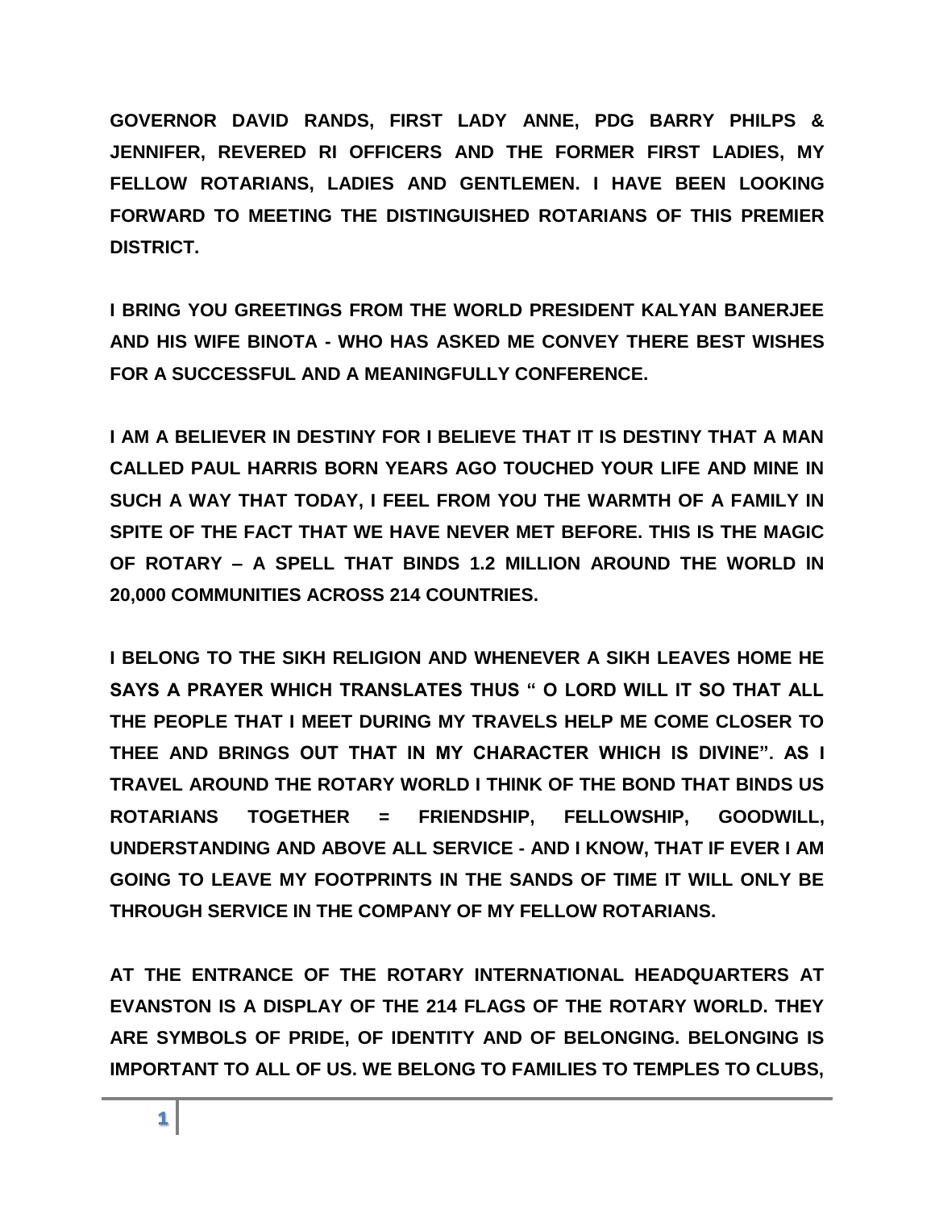**GOVERNOR DAVID RANDS, FIRST LADY ANNE, PDG BARRY PHILPS & JENNIFER, REVERED RI OFFICERS AND THE FORMER FIRST LADIES, MY FELLOW ROTARIANS, LADIES AND GENTLEMEN. I HAVE BEEN LOOKING FORWARD TO MEETING THE DISTINGUISHED ROTARIANS OF THIS PREMIER DISTRICT.**

**I BRING YOU GREETINGS FROM THE WORLD PRESIDENT KALYAN BANERJEE AND HIS WIFE BINOTA - WHO HAS ASKED ME CONVEY THERE BEST WISHES FOR A SUCCESSFUL AND A MEANINGFULLY CONFERENCE.**

**I AM A BELIEVER IN DESTINY FOR I BELIEVE THAT IT IS DESTINY THAT A MAN CALLED PAUL HARRIS BORN YEARS AGO TOUCHED YOUR LIFE AND MINE IN SUCH A WAY THAT TODAY, I FEEL FROM YOU THE WARMTH OF A FAMILY IN SPITE OF THE FACT THAT WE HAVE NEVER MET BEFORE. THIS IS THE MAGIC OF ROTARY – A SPELL THAT BINDS 1.2 MILLION AROUND THE WORLD IN 20,000 COMMUNITIES ACROSS 214 COUNTRIES.**

**I BELONG TO THE SIKH RELIGION AND WHENEVER A SIKH LEAVES HOME HE SAYS A PRAYER WHICH TRANSLATES THUS " O LORD WILL IT SO THAT ALL THE PEOPLE THAT I MEET DURING MY TRAVELS HELP ME COME CLOSER TO THEE AND BRINGS OUT THAT IN MY CHARACTER WHICH IS DIVINE". AS I TRAVEL AROUND THE ROTARY WORLD I THINK OF THE BOND THAT BINDS US ROTARIANS TOGETHER = FRIENDSHIP, FELLOWSHIP, GOODWILL, UNDERSTANDING AND ABOVE ALL SERVICE - AND I KNOW, THAT IF EVER I AM GOING TO LEAVE MY FOOTPRINTS IN THE SANDS OF TIME IT WILL ONLY BE THROUGH SERVICE IN THE COMPANY OF MY FELLOW ROTARIANS.**

**AT THE ENTRANCE OF THE ROTARY INTERNATIONAL HEADQUARTERS AT EVANSTON IS A DISPLAY OF THE 214 FLAGS OF THE ROTARY WORLD. THEY ARE SYMBOLS OF PRIDE, OF IDENTITY AND OF BELONGING. BELONGING IS IMPORTANT TO ALL OF US. WE BELONG TO FAMILIES TO TEMPLES TO CLUBS,**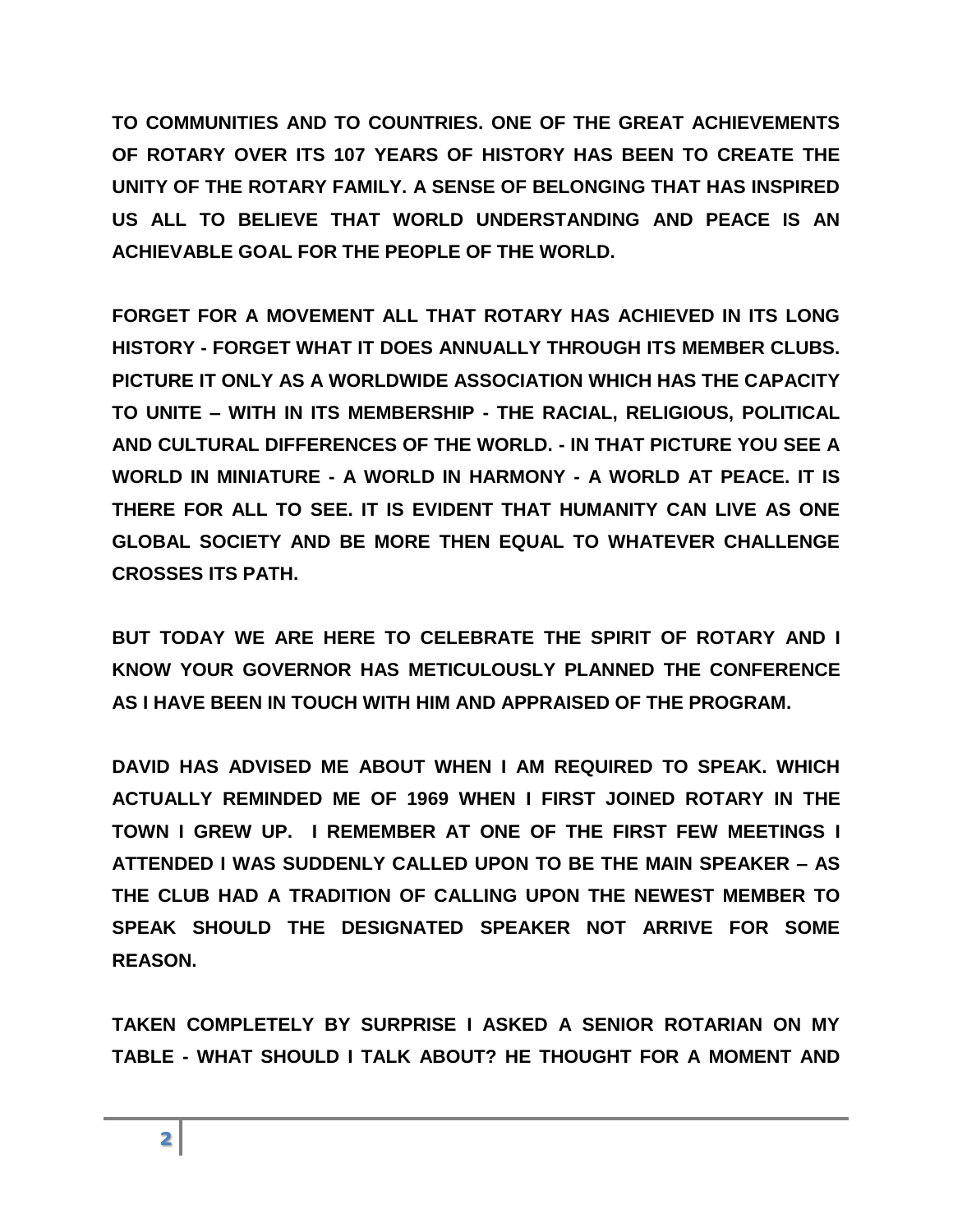**TO COMMUNITIES AND TO COUNTRIES. ONE OF THE GREAT ACHIEVEMENTS OF ROTARY OVER ITS 107 YEARS OF HISTORY HAS BEEN TO CREATE THE UNITY OF THE ROTARY FAMILY. A SENSE OF BELONGING THAT HAS INSPIRED US ALL TO BELIEVE THAT WORLD UNDERSTANDING AND PEACE IS AN ACHIEVABLE GOAL FOR THE PEOPLE OF THE WORLD.**

**FORGET FOR A MOVEMENT ALL THAT ROTARY HAS ACHIEVED IN ITS LONG HISTORY - FORGET WHAT IT DOES ANNUALLY THROUGH ITS MEMBER CLUBS. PICTURE IT ONLY AS A WORLDWIDE ASSOCIATION WHICH HAS THE CAPACITY TO UNITE – WITH IN ITS MEMBERSHIP - THE RACIAL, RELIGIOUS, POLITICAL AND CULTURAL DIFFERENCES OF THE WORLD. - IN THAT PICTURE YOU SEE A WORLD IN MINIATURE - A WORLD IN HARMONY - A WORLD AT PEACE. IT IS THERE FOR ALL TO SEE. IT IS EVIDENT THAT HUMANITY CAN LIVE AS ONE GLOBAL SOCIETY AND BE MORE THEN EQUAL TO WHATEVER CHALLENGE CROSSES ITS PATH.**

**BUT TODAY WE ARE HERE TO CELEBRATE THE SPIRIT OF ROTARY AND I KNOW YOUR GOVERNOR HAS METICULOUSLY PLANNED THE CONFERENCE AS I HAVE BEEN IN TOUCH WITH HIM AND APPRAISED OF THE PROGRAM.**

**DAVID HAS ADVISED ME ABOUT WHEN I AM REQUIRED TO SPEAK. WHICH ACTUALLY REMINDED ME OF 1969 WHEN I FIRST JOINED ROTARY IN THE TOWN I GREW UP. I REMEMBER AT ONE OF THE FIRST FEW MEETINGS I ATTENDED I WAS SUDDENLY CALLED UPON TO BE THE MAIN SPEAKER – AS THE CLUB HAD A TRADITION OF CALLING UPON THE NEWEST MEMBER TO SPEAK SHOULD THE DESIGNATED SPEAKER NOT ARRIVE FOR SOME REASON.**

**TAKEN COMPLETELY BY SURPRISE I ASKED A SENIOR ROTARIAN ON MY TABLE - WHAT SHOULD I TALK ABOUT? HE THOUGHT FOR A MOMENT AND**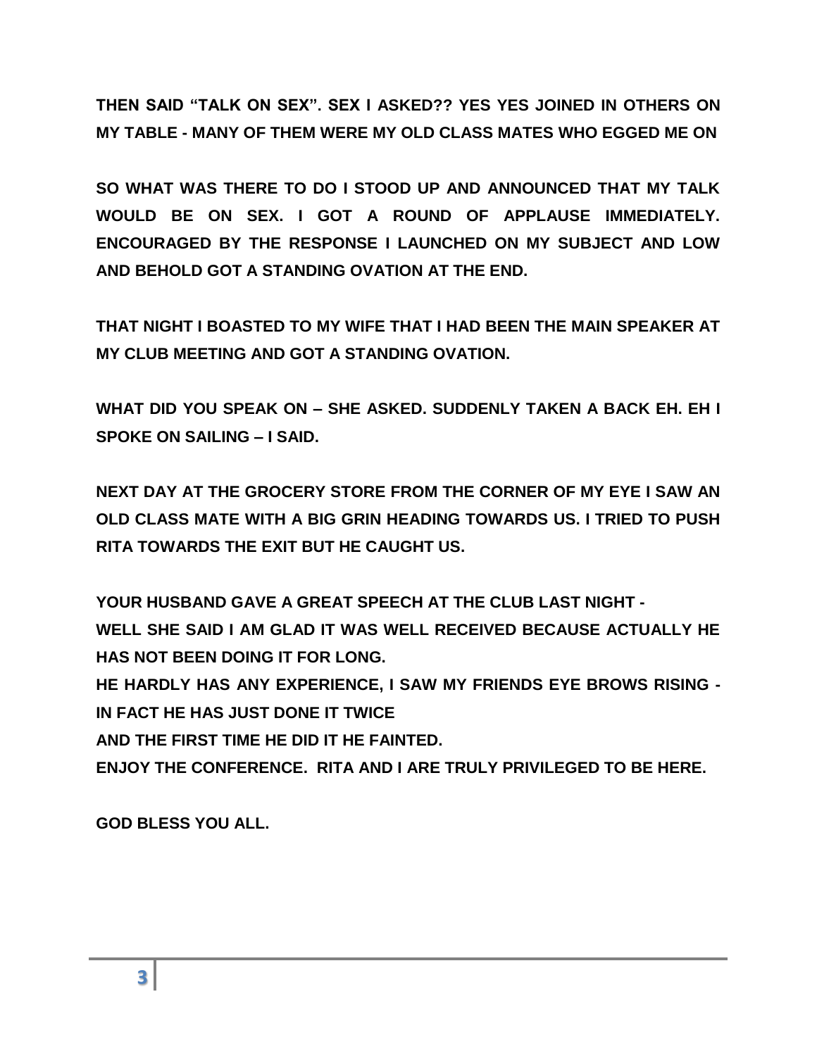**THEN SAID "TALK ON SEX". SEX I ASKED?? YES YES JOINED IN OTHERS ON MY TABLE - MANY OF THEM WERE MY OLD CLASS MATES WHO EGGED ME ON**

**SO WHAT WAS THERE TO DO I STOOD UP AND ANNOUNCED THAT MY TALK WOULD BE ON SEX. I GOT A ROUND OF APPLAUSE IMMEDIATELY. ENCOURAGED BY THE RESPONSE I LAUNCHED ON MY SUBJECT AND LOW AND BEHOLD GOT A STANDING OVATION AT THE END.**

**THAT NIGHT I BOASTED TO MY WIFE THAT I HAD BEEN THE MAIN SPEAKER AT MY CLUB MEETING AND GOT A STANDING OVATION.**

**WHAT DID YOU SPEAK ON – SHE ASKED. SUDDENLY TAKEN A BACK EH. EH I SPOKE ON SAILING – I SAID.**

**NEXT DAY AT THE GROCERY STORE FROM THE CORNER OF MY EYE I SAW AN OLD CLASS MATE WITH A BIG GRIN HEADING TOWARDS US. I TRIED TO PUSH RITA TOWARDS THE EXIT BUT HE CAUGHT US.**

**YOUR HUSBAND GAVE A GREAT SPEECH AT THE CLUB LAST NIGHT -**
**WELL SHE SAID I AM GLAD IT WAS WELL RECEIVED BECAUSE ACTUALLY HE HAS NOT BEEN DOING IT FOR LONG.**
**HE HARDLY HAS ANY EXPERIENCE, I SAW MY FRIENDS EYE BROWS RISING - IN FACT HE HAS JUST DONE IT TWICE**
**AND THE FIRST TIME HE DID IT HE FAINTED.**
**ENJOY THE CONFERENCE. RITA AND I ARE TRULY PRIVILEGED TO BE HERE.**

**GOD BLESS YOU ALL.**